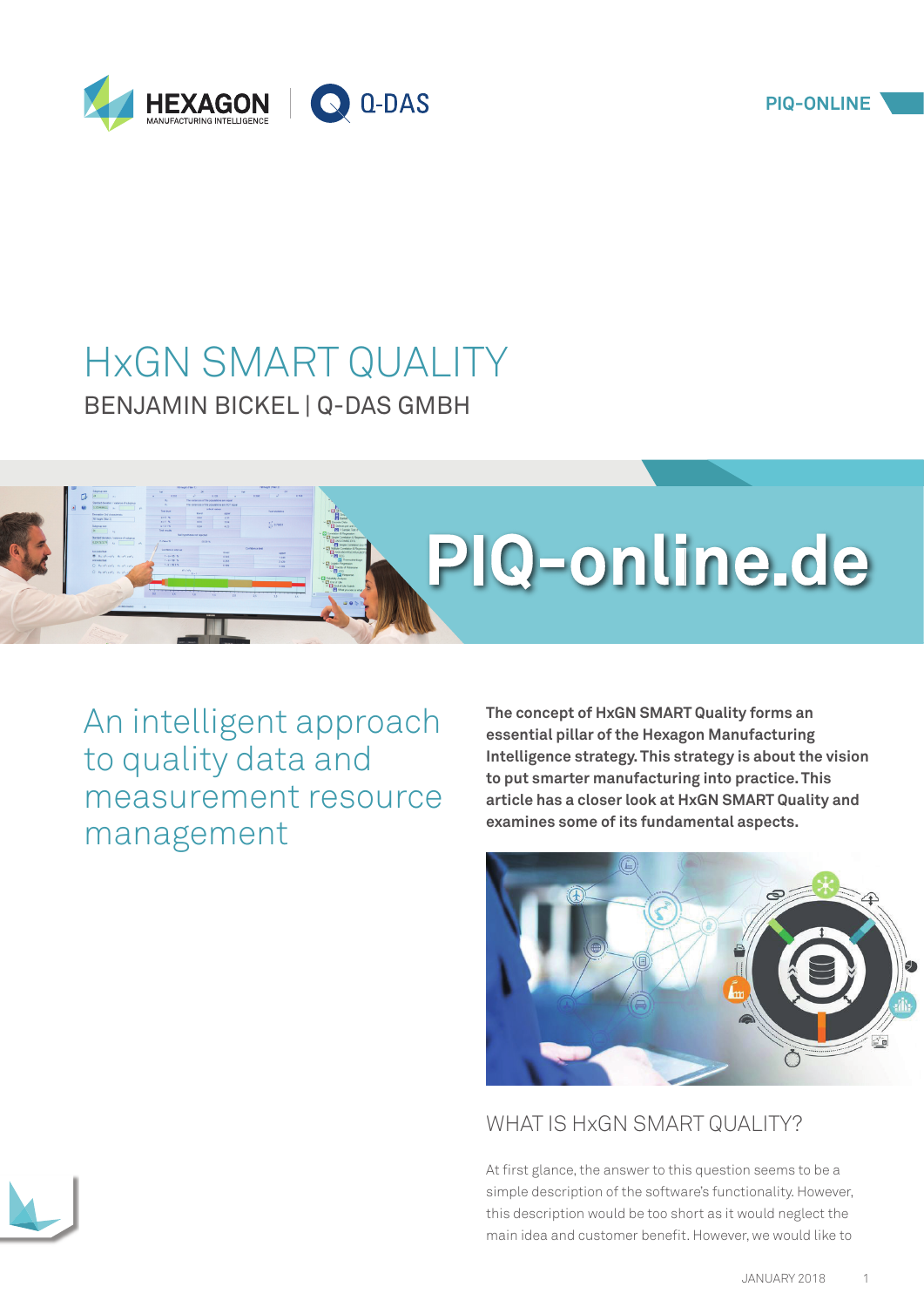# HxGN SMART QUALITY

BENJAMIN BICKEL | Q-DAS GMBH

## An intelligent approach to quality data and measurement resource management

**The concept of HxGN SMART Quality forms an essential pillar of the Hexagon Manufacturing Intelligence strategy. This strategy is about the vision to put smarter manufacturing into practice. This article has a closer look at HxGN SMART Quality and examines some of its fundamental aspects.**

### WHAT IS HxGN SMART QUALITY?

At first glance, the answer to this question seems to be a simple description of the software's functionality. However, this description would be too short as it would neglect the main idea and customer benefit. However, we would like to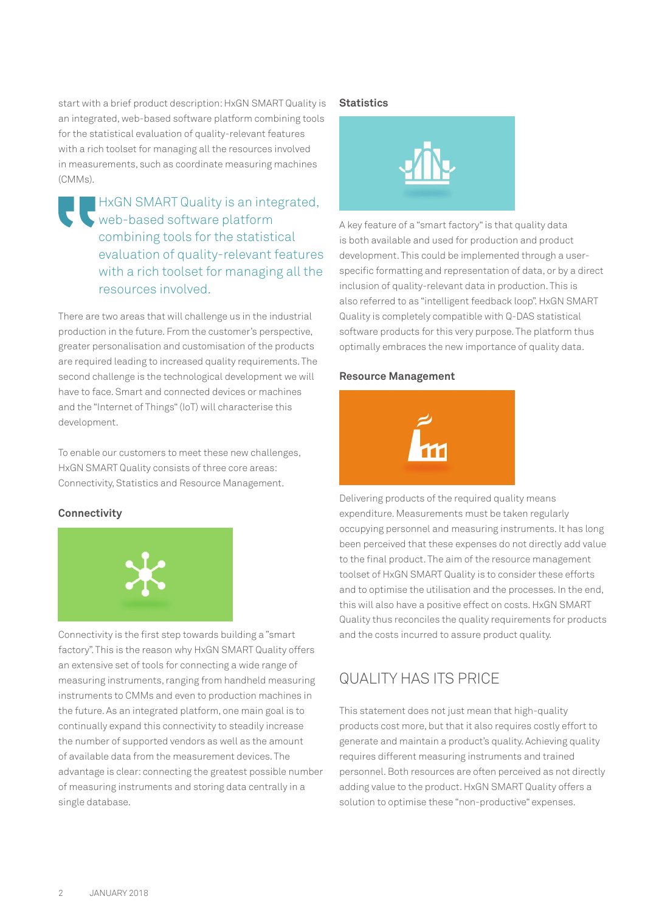start with a brief product description: HxGN SMART Quality is an integrated, web-based software platform combining tools for the statistical evaluation of quality-relevant features with a rich toolset for managing all the resources involved in measurements, such as coordinate measuring machines (CMMs).

> HxGN SMART Quality is an integrated, web-based software platform combining tools for the statistical evaluation of quality-relevant features with a rich toolset for managing all the resources involved.

There are two areas that will challenge us in the industrial production in the future. From the customer's perspective, greater personalisation and customisation of the products are required leading to increased quality requirements. The second challenge is the technological development we will have to face. Smart and connected devices or machines and the "Internet of Things" (IoT) will characterise this development.

To enable our customers to meet these new challenges, HxGN SMART Quality consists of three core areas: Connectivity, Statistics and Resource Management.

### Connectivity

Connectivity is the first step towards building a "smart factory". This is the reason why HxGN SMART Quality offers an extensive set of tools for connecting a wide range of measuring instruments, ranging from handheld measuring instruments to CMMs and even to production machines in the future. As an integrated platform, one main goal is to continually expand this connectivity to steadily increase the number of supported vendors as well as the amount of available data from the measurement devices. The advantage is clear: connecting the greatest possible number of measuring instruments and storing data centrally in a single database.

### Statistics

A key feature of a "smart factory" is that quality data is both available and used for production and product development. This could be implemented through a user-specific formatting and representation of data, or by a direct inclusion of quality-relevant data in production. This is also referred to as "intelligent feedback loop". HxGN SMART Quality is completely compatible with Q-DAS statistical software products for this very purpose. The platform thus optimally embraces the new importance of quality data.

### Resource Management

Delivering products of the required quality means expenditure. Measurements must be taken regularly occupying personnel and measuring instruments. It has long been perceived that these expenses do not directly add value to the final product. The aim of the resource management toolset of HxGN SMART Quality is to consider these efforts and to optimise the utilisation and the processes. In the end, this will also have a positive effect on costs. HxGN SMART Quality thus reconciles the quality requirements for products and the costs incurred to assure product quality.

## QUALITY HAS ITS PRICE

This statement does not just mean that high-quality products cost more, but that it also requires costly effort to generate and maintain a product's quality. Achieving quality requires different measuring instruments and trained personnel. Both resources are often perceived as not directly adding value to the product. HxGN SMART Quality offers a solution to optimise these "non-productive" expenses.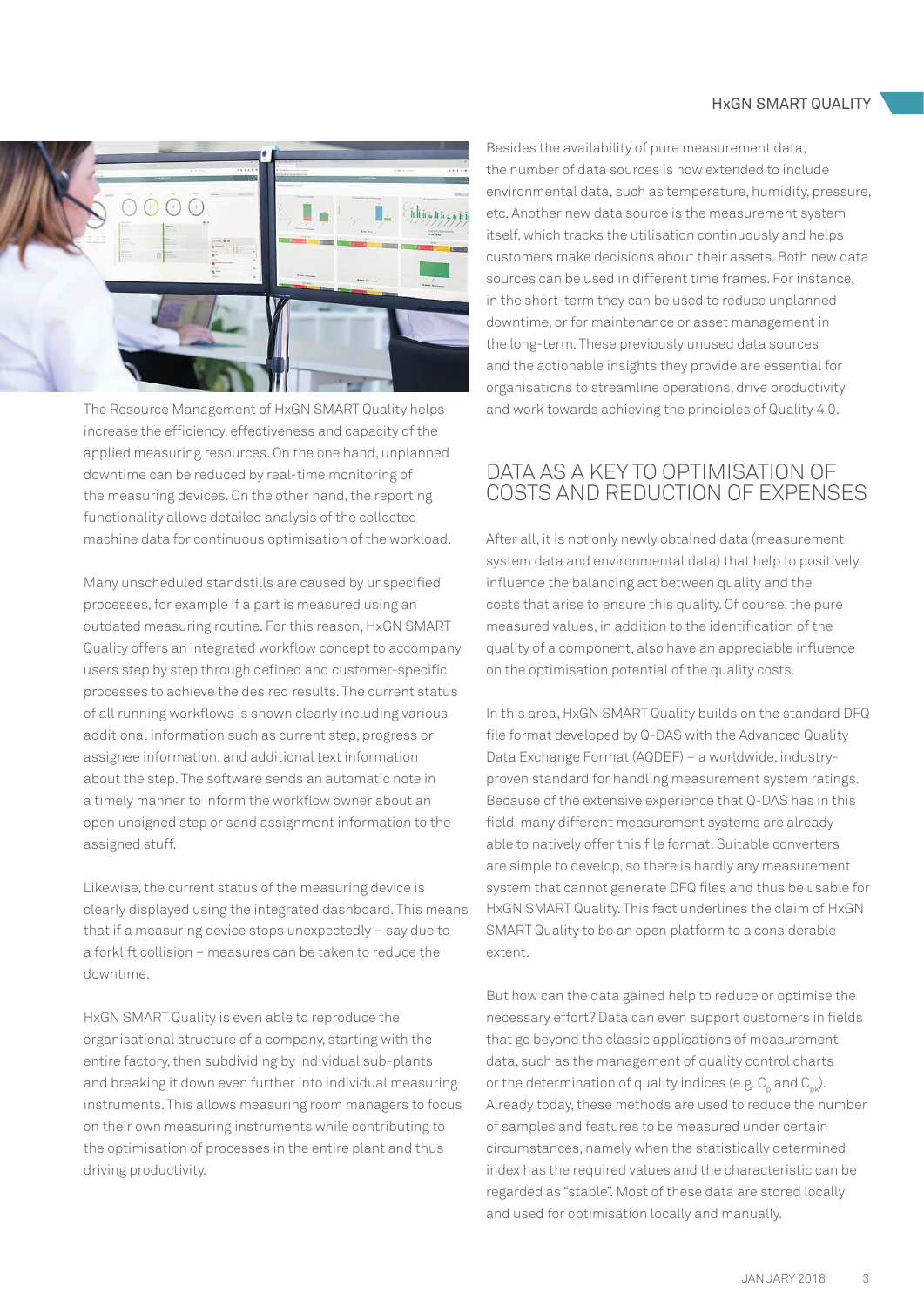The Resource Management of HxGN SMART Quality helps increase the efficiency, effectiveness and capacity of the applied measuring resources. On the one hand, unplanned downtime can be reduced by real-time monitoring of the measuring devices. On the other hand, the reporting functionality allows detailed analysis of the collected machine data for continuous optimisation of the workload.

Many unscheduled standstills are caused by unspecified processes, for example if a part is measured using an outdated measuring routine. For this reason, HxGN SMART Quality offers an integrated workflow concept to accompany users step by step through defined and customer-specific processes to achieve the desired results. The current status of all running workflows is shown clearly including various additional information such as current step, progress or assignee information, and additional text information about the step. The software sends an automatic note in a timely manner to inform the workflow owner about an open unsigned step or send assignment information to the assigned stuff.

Likewise, the current status of the measuring device is clearly displayed using the integrated dashboard. This means that if a measuring device stops unexpectedly – say due to a forklift collision – measures can be taken to reduce the downtime.

HxGN SMART Quality is even able to reproduce the organisational structure of a company, starting with the entire factory, then subdividing by individual sub-plants and breaking it down even further into individual measuring instruments. This allows measuring room managers to focus on their own measuring instruments while contributing to the optimisation of processes in the entire plant and thus driving productivity.

Besides the availability of pure measurement data, the number of data sources is now extended to include environmental data, such as temperature, humidity, pressure, etc. Another new data source is the measurement system itself, which tracks the utilisation continuously and helps customers make decisions about their assets. Both new data sources can be used in different time frames. For instance, in the short-term they can be used to reduce unplanned downtime, or for maintenance or asset management in the long-term. These previously unused data sources and the actionable insights they provide are essential for organisations to streamline operations, drive productivity and work towards achieving the principles of Quality 4.0.

## DATA AS A KEY TO OPTIMISATION OF COSTS AND REDUCTION OF EXPENSES

After all, it is not only newly obtained data (measurement system data and environmental data) that help to positively influence the balancing act between quality and the costs that arise to ensure this quality. Of course, the pure measured values, in addition to the identification of the quality of a component, also have an appreciable influence on the optimisation potential of the quality costs.

In this area, HxGN SMART Quality builds on the standard DFQ file format developed by Q-DAS with the Advanced Quality Data Exchange Format (AQDEF) – a worldwide, industry-proven standard for handling measurement system ratings. Because of the extensive experience that Q-DAS has in this field, many different measurement systems are already able to natively offer this file format. Suitable converters are simple to develop, so there is hardly any measurement system that cannot generate DFQ files and thus be usable for HxGN SMART Quality. This fact underlines the claim of HxGN SMART Quality to be an open platform to a considerable extent.

But how can the data gained help to reduce or optimise the necessary effort? Data can even support customers in fields that go beyond the classic applications of measurement data, such as the management of quality control charts or the determination of quality indices (e.g. $C_p$ and $C_{pk}$). Already today, these methods are used to reduce the number of samples and features to be measured under certain circumstances, namely when the statistically determined index has the required values and the characteristic can be regarded as "stable". Most of these data are stored locally and used for optimisation locally and manually.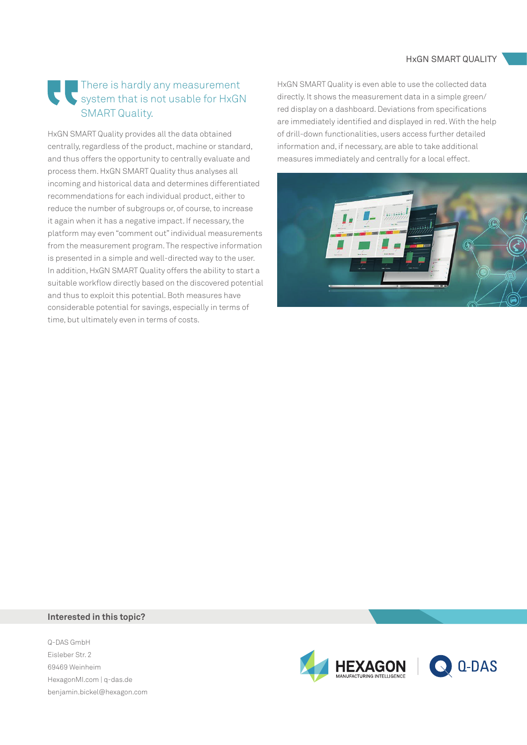> There is hardly any measurement system that is not usable for HxGN SMART Quality.

HxGN SMART Quality provides all the data obtained centrally, regardless of the product, machine or standard, and thus offers the opportunity to centrally evaluate and process them. HxGN SMART Quality thus analyses all incoming and historical data and determines differentiated recommendations for each individual product, either to reduce the number of subgroups or, of course, to increase it again when it has a negative impact. If necessary, the platform may even “comment out” individual measurements from the measurement program. The respective information is presented in a simple and well-directed way to the user. In addition, HxGN SMART Quality offers the ability to start a suitable workflow directly based on the discovered potential and thus to exploit this potential. Both measures have considerable potential for savings, especially in terms of time, but ultimately even in terms of costs.

HxGN SMART Quality is even able to use the collected data directly. It shows the measurement data in a simple green/red display on a dashboard. Deviations from specifications are immediately identified and displayed in red. With the help of drill-down functionalities, users access further detailed information and, if necessary, are able to take additional measures immediately and centrally for a local effect.

**Interested in this topic?**

Q-DAS GmbH
Eisleber Str. 2
69469 Weinheim
HexagonMI.com | q-das.de
benjamin.bickel@hexagon.com

HEXAGON MANUFACTURING INTELLIGENCE | Q-DAS